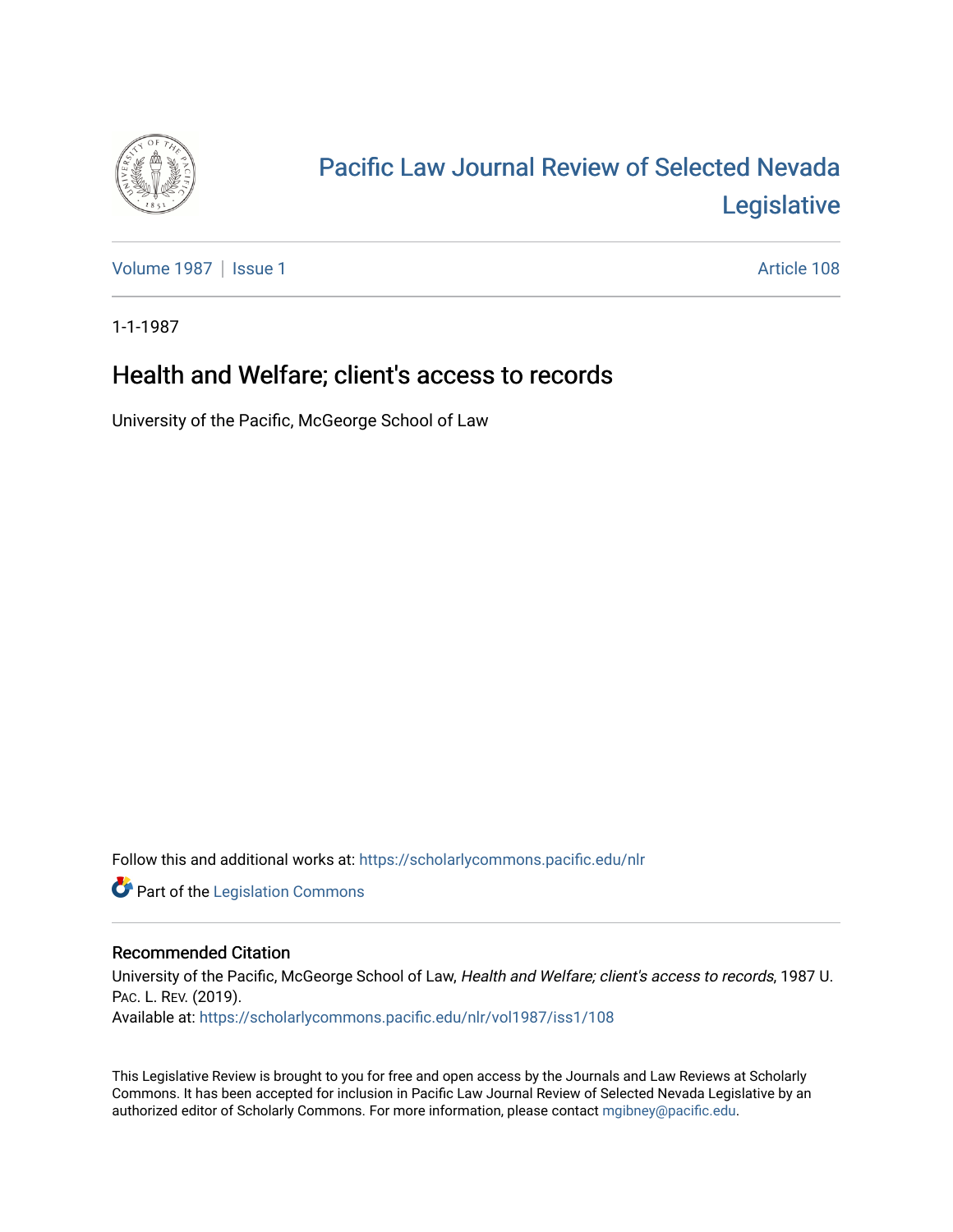# Pacific Law Journal Review of Selected Nevada Legislative

Volume 1987 | Issue 1 Article 108

1-1-1987

## Health and Welfare; client's access to records

University of the Pacific, McGeorge School of Law

Follow this and additional works at: https://scholarlycommons.pacific.edu/nlr

Part of the Legislation Commons

### Recommended Citation

University of the Pacific, McGeorge School of Law, *Health and Welfare; client's access to records*, 1987 U. PAC. L. REV. (2019).
Available at: https://scholarlycommons.pacific.edu/nlr/vol1987/iss1/108

This Legislative Review is brought to you for free and open access by the Journals and Law Reviews at Scholarly Commons. It has been accepted for inclusion in Pacific Law Journal Review of Selected Nevada Legislative by an authorized editor of Scholarly Commons. For more information, please contact mgibney@pacific.edu.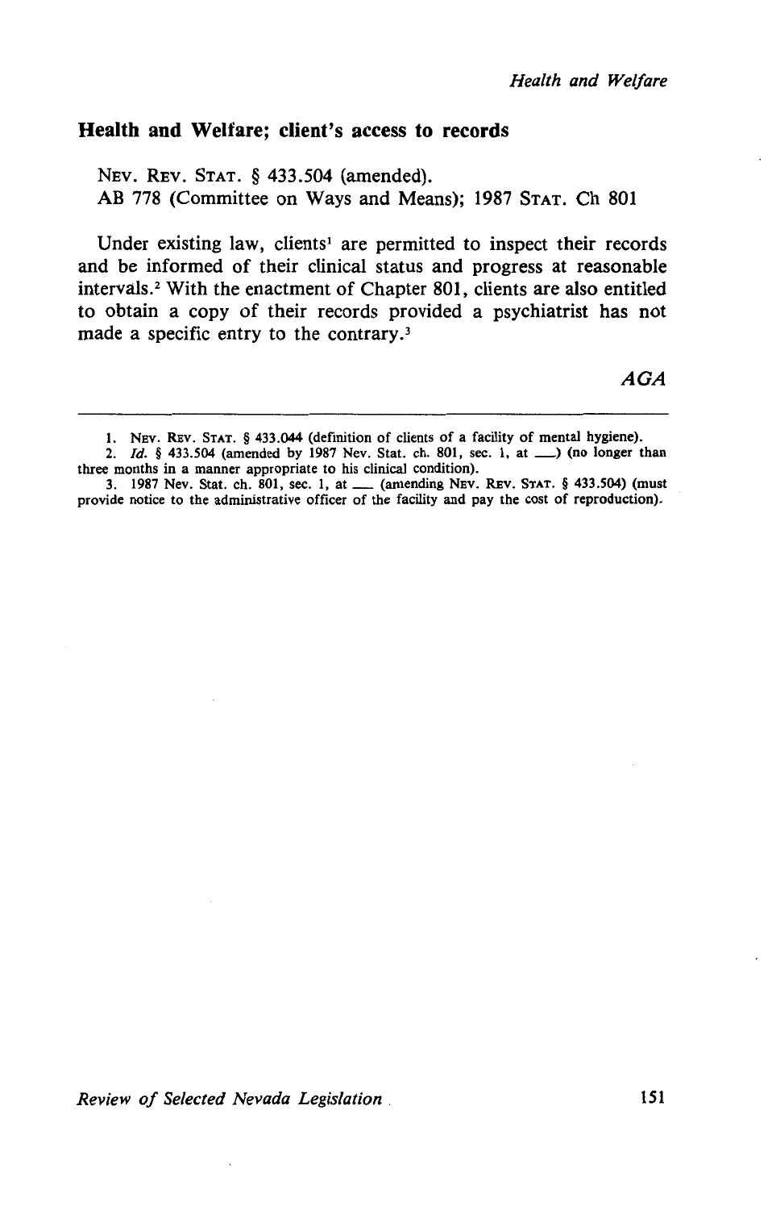## Health and Welfare; client's access to records

NEV. REV. STAT. § 433.504 (amended).
AB 778 (Committee on Ways and Means); 1987 STAT. Ch 801

Under existing law, clients[1] are permitted to inspect their records and be informed of their clinical status and progress at reasonable intervals.[2] With the enactment of Chapter 801, clients are also entitled to obtain a copy of their records provided a psychiatrist has not made a specific entry to the contrary.[3]

*AGA*

---

1. NEV. REV. STAT. § 433.044 (definition of clients of a facility of mental hygiene).
2. *Id.* § 433.504 (amended by 1987 Nev. Stat. ch. 801, sec. 1, at \_\_\_) (no longer than three months in a manner appropriate to his clinical condition).
3. 1987 Nev. Stat. ch. 801, sec. 1, at \_\_\_ (amending NEV. REV. STAT. § 433.504) (must provide notice to the administrative officer of the facility and pay the cost of reproduction).